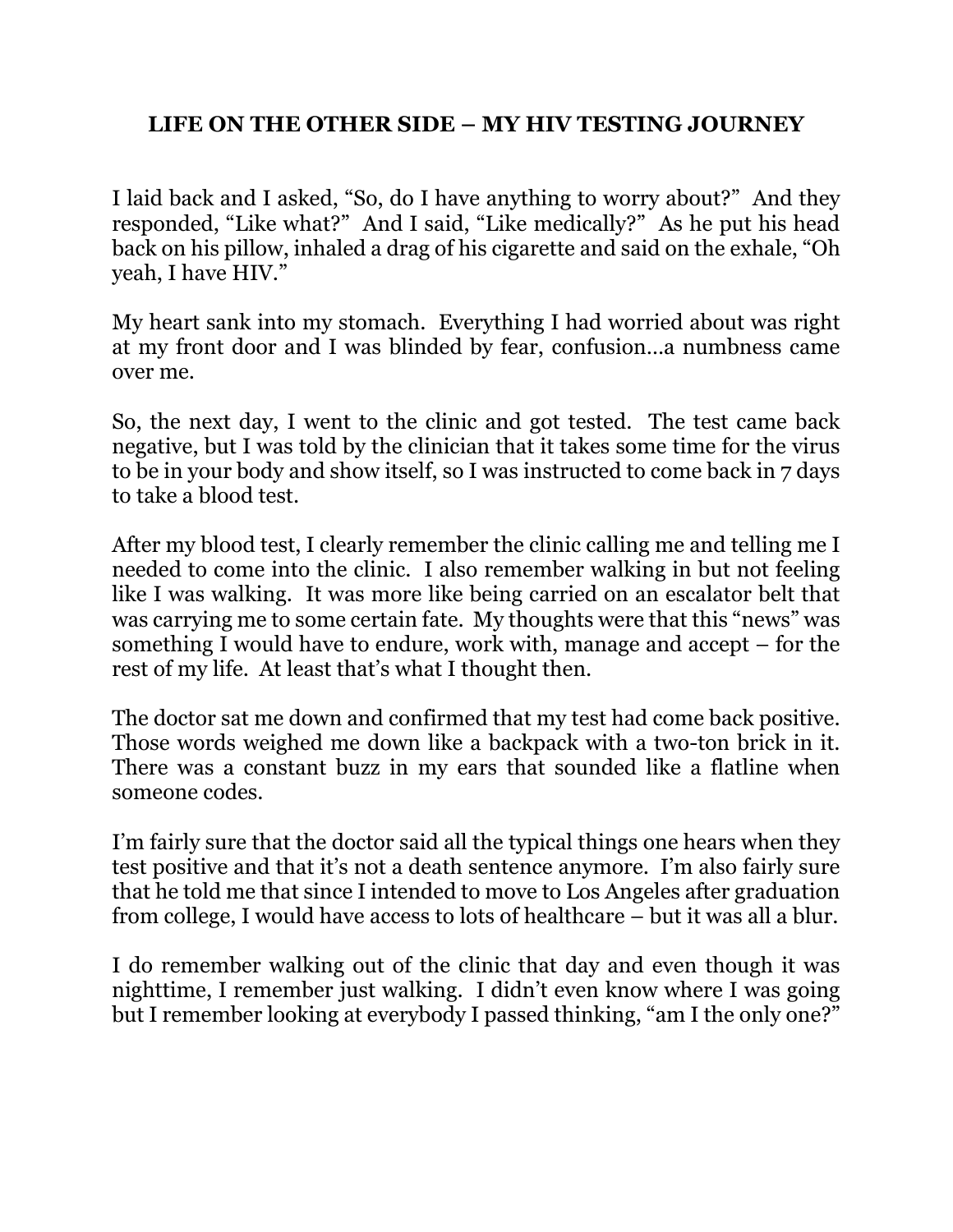# LIFE ON THE OTHER SIDE – MY HIV TESTING JOURNEY

I laid back and I asked, "So, do I have anything to worry about?" And they responded, "Like what?" And I said, "Like medically?" As he put his head back on his pillow, inhaled a drag of his cigarette and said on the exhale, "Oh yeah, I have HIV."

My heart sank into my stomach. Everything I had worried about was right at my front door and I was blinded by fear, confusion…a numbness came over me.

So, the next day, I went to the clinic and got tested. The test came back negative, but I was told by the clinician that it takes some time for the virus to be in your body and show itself, so I was instructed to come back in 7 days to take a blood test.

After my blood test, I clearly remember the clinic calling me and telling me I needed to come into the clinic. I also remember walking in but not feeling like I was walking. It was more like being carried on an escalator belt that was carrying me to some certain fate. My thoughts were that this "news" was something I would have to endure, work with, manage and accept – for the rest of my life. At least that's what I thought then.

The doctor sat me down and confirmed that my test had come back positive. Those words weighed me down like a backpack with a two-ton brick in it. There was a constant buzz in my ears that sounded like a flatline when someone codes.

I'm fairly sure that the doctor said all the typical things one hears when they test positive and that it's not a death sentence anymore. I'm also fairly sure that he told me that since I intended to move to Los Angeles after graduation from college, I would have access to lots of healthcare – but it was all a blur.

I do remember walking out of the clinic that day and even though it was nighttime, I remember just walking. I didn't even know where I was going but I remember looking at everybody I passed thinking, "am I the only one?"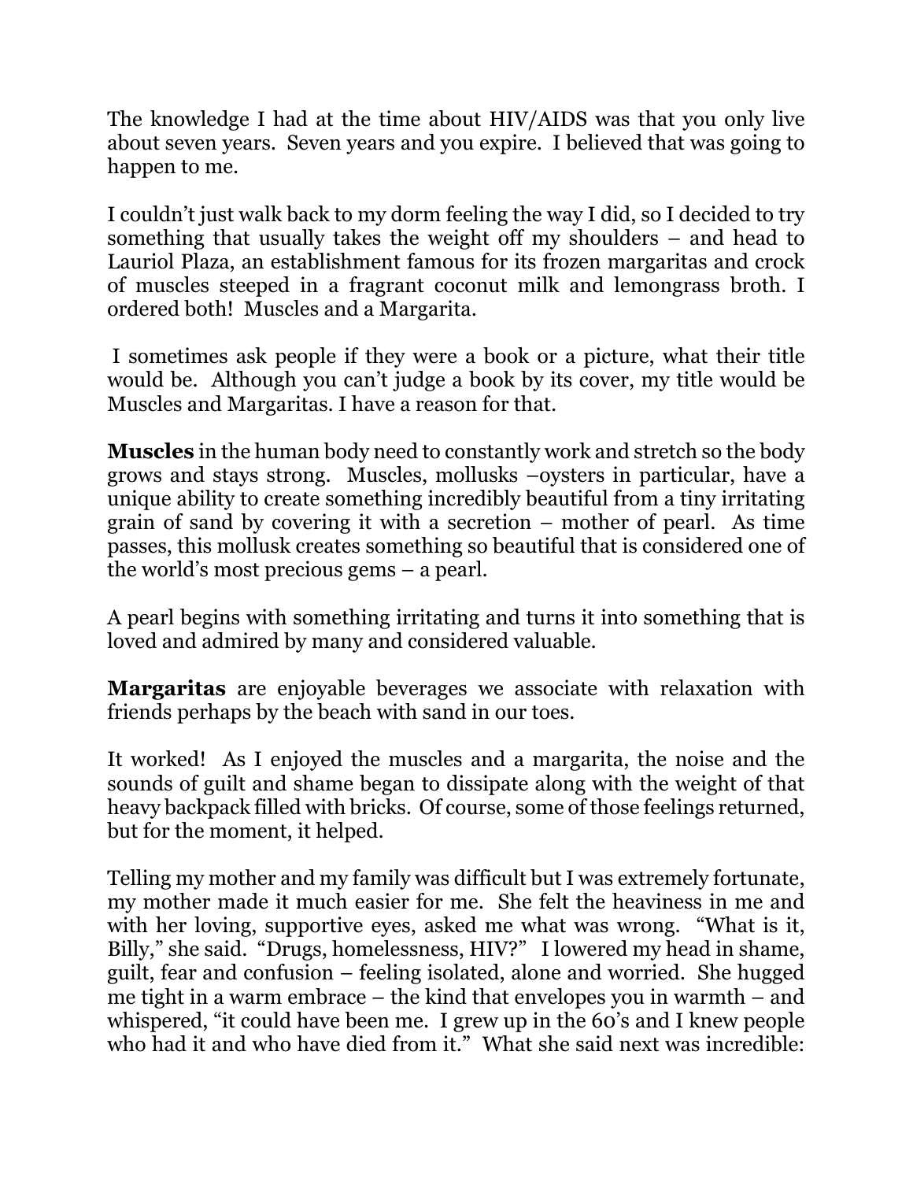The knowledge I had at the time about HIV/AIDS was that you only live about seven years. Seven years and you expire. I believed that was going to happen to me.

I couldn't just walk back to my dorm feeling the way I did, so I decided to try something that usually takes the weight off my shoulders – and head to Lauriol Plaza, an establishment famous for its frozen margaritas and crock of muscles steeped in a fragrant coconut milk and lemongrass broth. I ordered both! Muscles and a Margarita.

I sometimes ask people if they were a book or a picture, what their title would be. Although you can't judge a book by its cover, my title would be Muscles and Margaritas. I have a reason for that.

**Muscles** in the human body need to constantly work and stretch so the body grows and stays strong. Muscles, mollusks –oysters in particular, have a unique ability to create something incredibly beautiful from a tiny irritating grain of sand by covering it with a secretion – mother of pearl. As time passes, this mollusk creates something so beautiful that is considered one of the world's most precious gems – a pearl.

A pearl begins with something irritating and turns it into something that is loved and admired by many and considered valuable.

**Margaritas** are enjoyable beverages we associate with relaxation with friends perhaps by the beach with sand in our toes.

It worked! As I enjoyed the muscles and a margarita, the noise and the sounds of guilt and shame began to dissipate along with the weight of that heavy backpack filled with bricks. Of course, some of those feelings returned, but for the moment, it helped.

Telling my mother and my family was difficult but I was extremely fortunate, my mother made it much easier for me. She felt the heaviness in me and with her loving, supportive eyes, asked me what was wrong. "What is it, Billy," she said. "Drugs, homelessness, HIV?" I lowered my head in shame, guilt, fear and confusion – feeling isolated, alone and worried. She hugged me tight in a warm embrace – the kind that envelopes you in warmth – and whispered, "it could have been me. I grew up in the 60's and I knew people who had it and who have died from it." What she said next was incredible: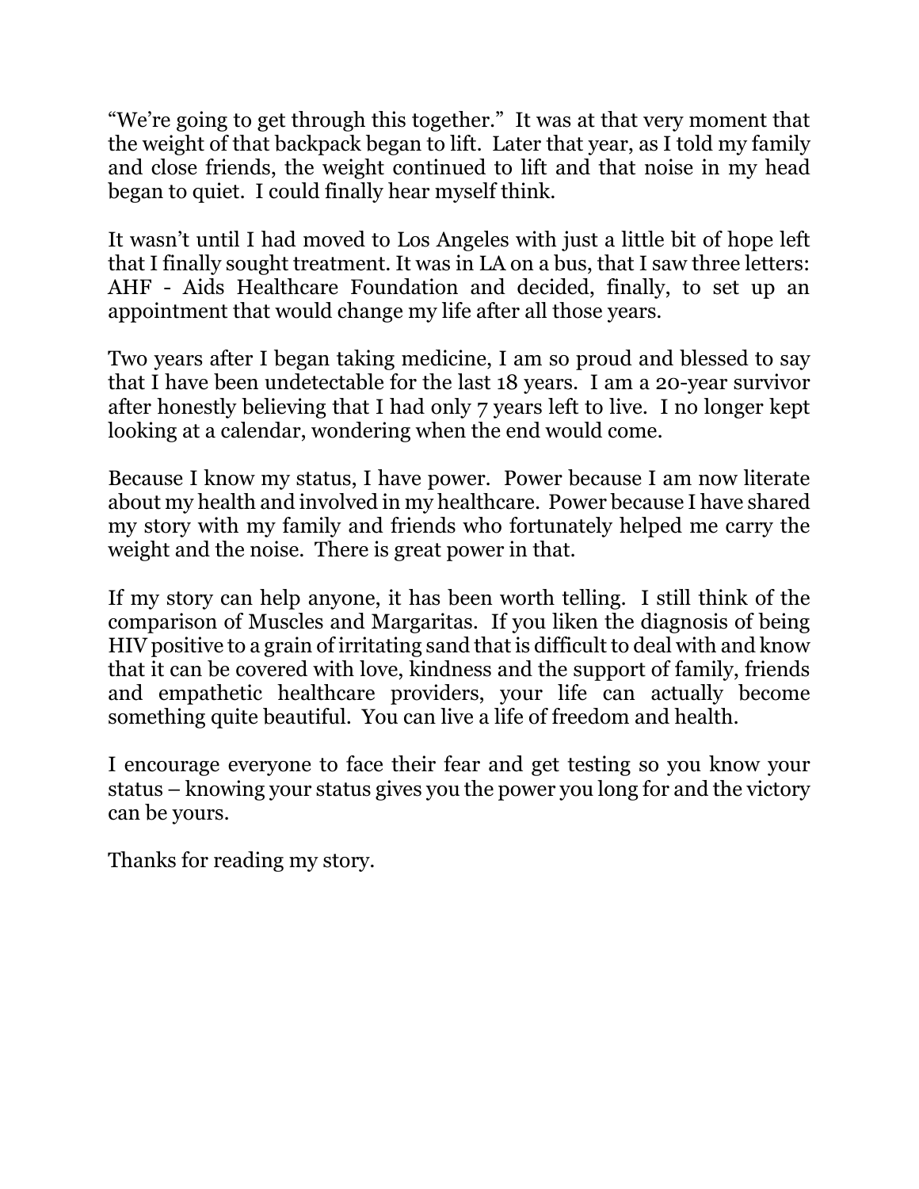"We're going to get through this together." It was at that very moment that the weight of that backpack began to lift. Later that year, as I told my family and close friends, the weight continued to lift and that noise in my head began to quiet. I could finally hear myself think.

It wasn't until I had moved to Los Angeles with just a little bit of hope left that I finally sought treatment. It was in LA on a bus, that I saw three letters: AHF - Aids Healthcare Foundation and decided, finally, to set up an appointment that would change my life after all those years.

Two years after I began taking medicine, I am so proud and blessed to say that I have been undetectable for the last 18 years. I am a 20-year survivor after honestly believing that I had only 7 years left to live. I no longer kept looking at a calendar, wondering when the end would come.

Because I know my status, I have power. Power because I am now literate about my health and involved in my healthcare. Power because I have shared my story with my family and friends who fortunately helped me carry the weight and the noise. There is great power in that.

If my story can help anyone, it has been worth telling. I still think of the comparison of Muscles and Margaritas. If you liken the diagnosis of being HIV positive to a grain of irritating sand that is difficult to deal with and know that it can be covered with love, kindness and the support of family, friends and empathetic healthcare providers, your life can actually become something quite beautiful. You can live a life of freedom and health.

I encourage everyone to face their fear and get testing so you know your status – knowing your status gives you the power you long for and the victory can be yours.

Thanks for reading my story.